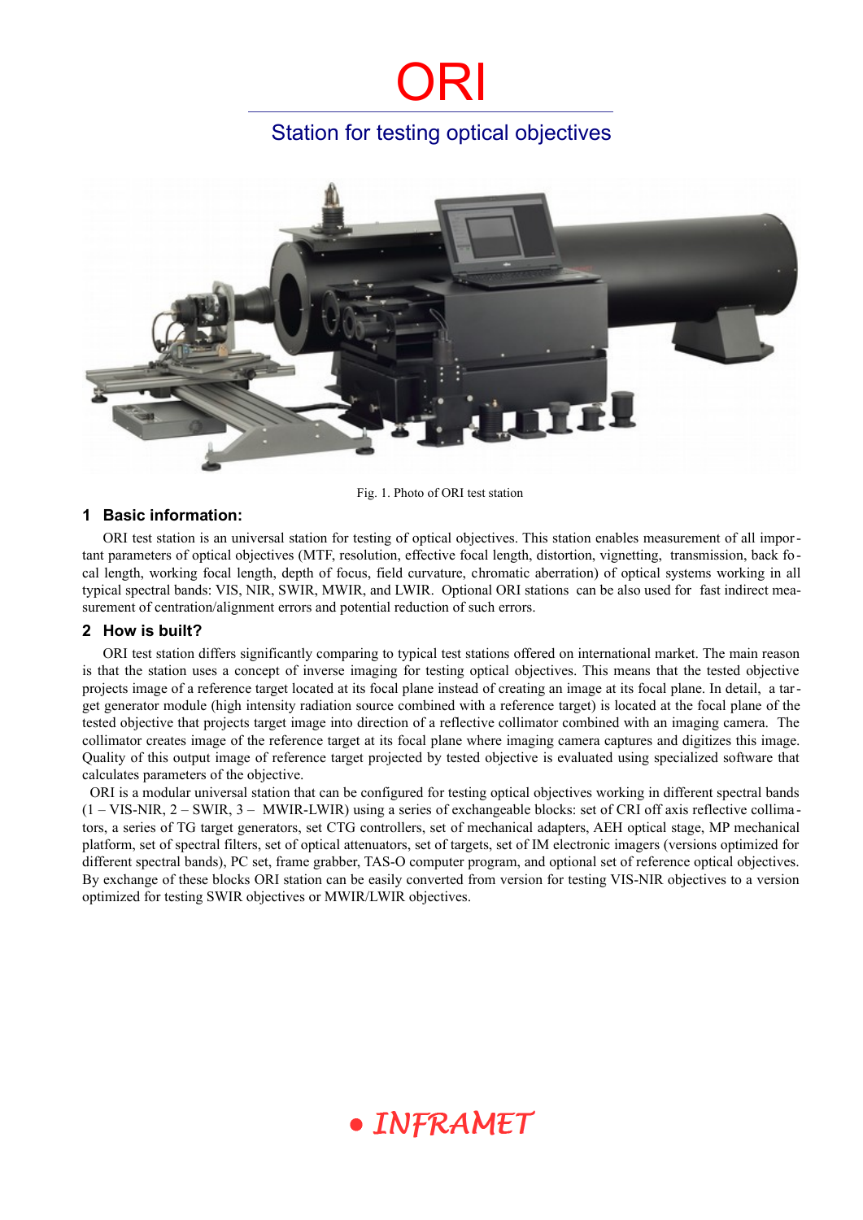# ORI

## Station for testing optical objectives

Fig. 1. Photo of ORI test station

### 1 Basic information:

ORI test station is an universal station for testing of optical objectives. This station enables measurement of all important parameters of optical objectives (MTF, resolution, effective focal length, distortion, vignetting, transmission, back focal length, working focal length, depth of focus, field curvature, chromatic aberration) of optical systems working in all typical spectral bands: VIS, NIR, SWIR, MWIR, and LWIR. Optional ORI stations can be also used for fast indirect measurement of centration/alignment errors and potential reduction of such errors.

### 2 How is built?

ORI test station differs significantly comparing to typical test stations offered on international market. The main reason is that the station uses a concept of inverse imaging for testing optical objectives. This means that the tested objective projects image of a reference target located at its focal plane instead of creating an image at its focal plane. In detail, a target generator module (high intensity radiation source combined with a reference target) is located at the focal plane of the tested objective that projects target image into direction of a reflective collimator combined with an imaging camera. The collimator creates image of the reference target at its focal plane where imaging camera captures and digitizes this image. Quality of this output image of reference target projected by tested objective is evaluated using specialized software that calculates parameters of the objective.

ORI is a modular universal station that can be configured for testing optical objectives working in different spectral bands (1 – VIS-NIR, 2 – SWIR, 3 – MWIR-LWIR) using a series of exchangeable blocks: set of CRI off axis reflective collimators, a series of TG target generators, set CTG controllers, set of mechanical adapters, AEH optical stage, MP mechanical platform, set of spectral filters, set of optical attenuators, set of targets, set of IM electronic imagers (versions optimized for different spectral bands), PC set, frame grabber, TAS-O computer program, and optional set of reference optical objectives. By exchange of these blocks ORI station can be easily converted from version for testing VIS-NIR objectives to a version optimized for testing SWIR objectives or MWIR/LWIR objectives.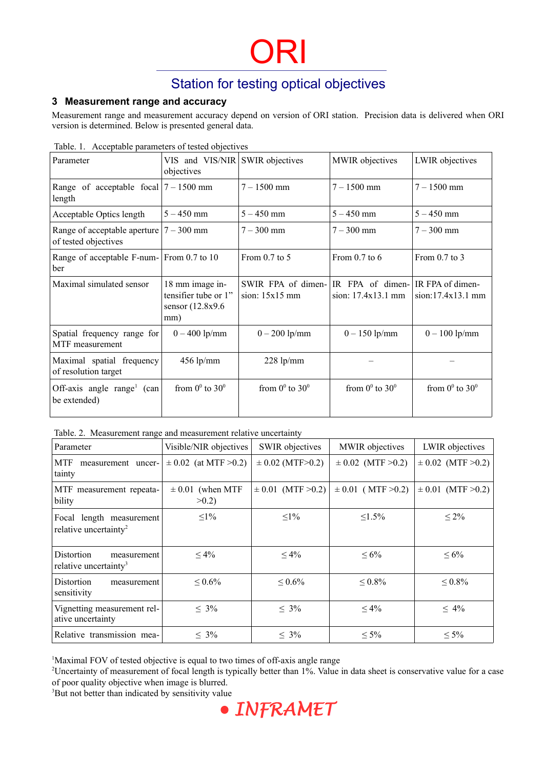## 3 Measurement range and accuracy

Measurement range and measurement accuracy depend on version of ORI station. Precision data is delivered when ORI version is determined. Below is presented general data.

Table. 1. Acceptable parameters of tested objectives

| Parameter | VIS and VIS/NIR objectives | SWIR objectives | MWIR objectives | LWIR objectives |
|---|---|---|---|---|
| Range of acceptable focal length | 7 – 1500 mm | 7 – 1500 mm | 7 – 1500 mm | 7 – 1500 mm |
| Acceptable Optics length | 5 – 450 mm | 5 – 450 mm | 5 – 450 mm | 5 – 450 mm |
| Range of acceptable aperture of tested objectives | 7 – 300 mm | 7 – 300 mm | 7 – 300 mm | 7 – 300 mm |
| Range of acceptable F-number | From 0.7 to 10 | From 0.7 to 5 | From 0.7 to 6 | From 0.7 to 3 |
| Maximal simulated sensor | 18 mm image intensifier tube or 1" sensor (12.8x9.6 mm) | SWIR FPA of dimension: 15x15 mm | IR FPA of dimension: 17.4x13.1 mm | IR FPA of dimension:17.4x13.1 mm |
| Spatial frequency range for MTF measurement | 0 – 400 lp/mm | 0 – 200 lp/mm | 0 – 150 lp/mm | 0 – 100 lp/mm |
| Maximal spatial frequency of resolution target | 456 lp/mm | 228 lp/mm | – | – |
| Off-axis angle range[1] (can be extended) | from $0^0$ to $30^0$ | from $0^0$ to $30^0$ | from $0^0$ to $30^0$ | from $0^0$ to $30^0$ |

Table. 2. Measurement range and measurement relative uncertainty

| Parameter | Visible/NIR objectives | SWIR objectives | MWIR objectives | LWIR objectives |
|---|---|---|---|---|
| MTF measurement uncertainty | ± 0.02 (at MTF >0.2) | ± 0.02 (MTF>0.2) | ± 0.02 (MTF >0.2) | ± 0.02 (MTF >0.2) |
| MTF measurement repeatability | ± 0.01 (when MTF >0.2) | ± 0.01 (MTF >0.2) | ± 0.01 ( MTF >0.2) | ± 0.01 (MTF >0.2) |
| Focal length measurement relative uncertainty[2] | ≤1% | ≤1% | ≤1.5% | ≤ 2% |
| Distortion measurement relative uncertainty[3] | ≤ 4% | ≤ 4% | ≤ 6% | ≤ 6% |
| Distortion measurement sensitivity | ≤ 0.6% | ≤ 0.6% | ≤ 0.8% | ≤ 0.8% |
| Vignetting measurement relative uncertainty | ≤ 3% | ≤ 3% | ≤ 4% | ≤ 4% |
| Relative transmission mea- | ≤ 3% | ≤ 3% | ≤ 5% | ≤ 5% |

[1]Maximal FOV of tested objective is equal to two times of off-axis angle range

[2]Uncertainty of measurement of focal length is typically better than 1%. Value in data sheet is conservative value for a case of poor quality objective when image is blurred.

[3]But not better than indicated by sensitivity value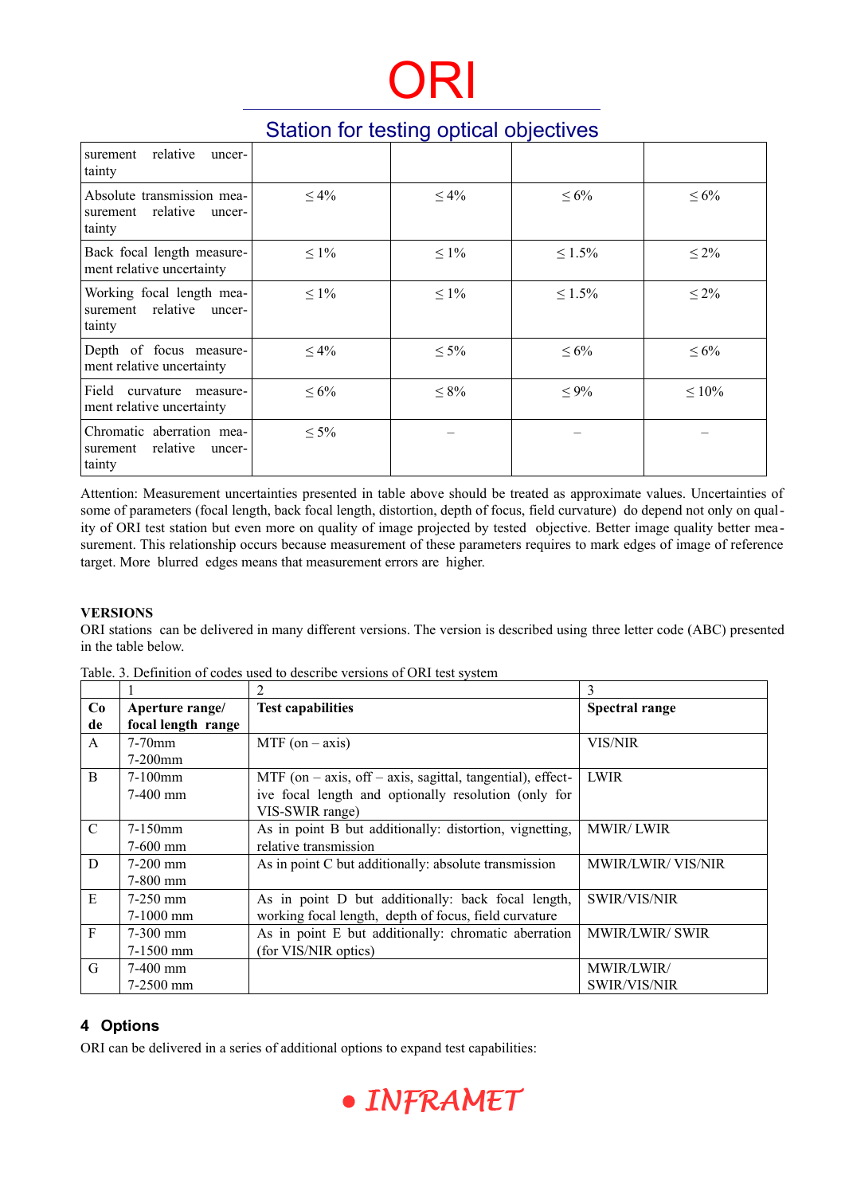| surement relative uncertainty | | | | |
|---|---|---|---|---|
| Absolute transmission measurement relative uncertainty | ≤ 4% | ≤ 4% | ≤ 6% | ≤ 6% |
| Back focal length measurement relative uncertainty | ≤ 1% | ≤ 1% | ≤ 1.5% | ≤ 2% |
| Working focal length measurement relative uncertainty | ≤ 1% | ≤ 1% | ≤ 1.5% | ≤ 2% |
| Depth of focus measurement relative uncertainty | ≤ 4% | ≤ 5% | ≤ 6% | ≤ 6% |
| Field curvature measurement relative uncertainty | ≤ 6% | ≤ 8% | ≤ 9% | ≤ 10% |
| Chromatic aberration measurement relative uncertainty | ≤ 5% | – | – | – |

Attention: Measurement uncertainties presented in table above should be treated as approximate values. Uncertainties of some of parameters (focal length, back focal length, distortion, depth of focus, field curvature) do depend not only on quality of ORI test station but even more on quality of image projected by tested objective. Better image quality better measurement. This relationship occurs because measurement of these parameters requires to mark edges of image of reference target. More blurred edges means that measurement errors are higher.

**VERSIONS**

ORI stations can be delivered in many different versions. The version is described using three letter code (ABC) presented in the table below.

Table. 3. Definition of codes used to describe versions of ORI test system

| | 1 | 2 | 3 |
|---|---|---|---|
| **Code** | **Aperture range/ focal length range** | **Test capabilities** | **Spectral range** |
| A | 7-70mm<br>7-200mm | MTF (on – axis) | VIS/NIR |
| B | 7-100mm<br>7-400 mm | MTF (on – axis, off – axis, sagittal, tangential), effective focal length and optionally resolution (only for VIS-SWIR range) | LWIR |
| C | 7-150mm<br>7-600 mm | As in point B but additionally: distortion, vignetting, relative transmission | MWIR/ LWIR |
| D | 7-200 mm<br>7-800 mm | As in point C but additionally: absolute transmission | MWIR/LWIR/ VIS/NIR |
| E | 7-250 mm<br>7-1000 mm | As in point D but additionally: back focal length, working focal length, depth of focus, field curvature | SWIR/VIS/NIR |
| F | 7-300 mm<br>7-1500 mm | As in point E but additionally: chromatic aberration (for VIS/NIR optics) | MWIR/LWIR/ SWIR |
| G | 7-400 mm<br>7-2500 mm | | MWIR/LWIR/ SWIR/VIS/NIR |

## 4 Options

ORI can be delivered in a series of additional options to expand test capabilities: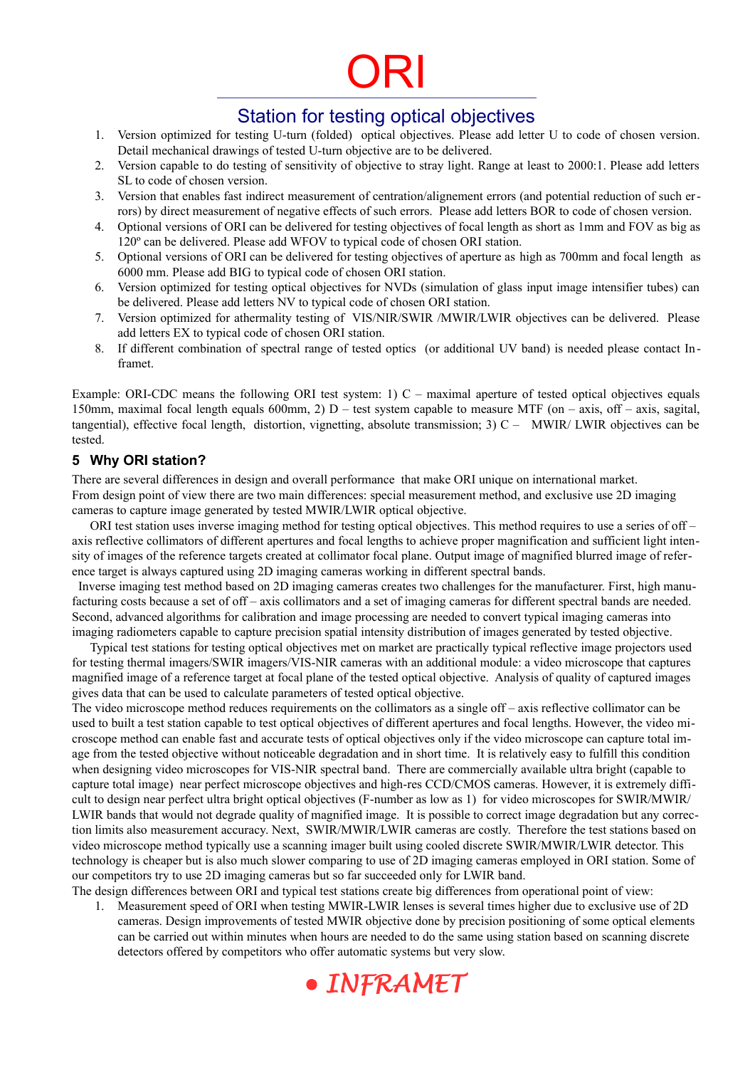# ORI

## Station for testing optical objectives

1. Version optimized for testing U-turn (folded) optical objectives. Please add letter U to code of chosen version. Detail mechanical drawings of tested U-turn objective are to be delivered.
2. Version capable to do testing of sensitivity of objective to stray light. Range at least to 2000:1. Please add letters SL to code of chosen version.
3. Version that enables fast indirect measurement of centration/alignement errors (and potential reduction of such errors) by direct measurement of negative effects of such errors. Please add letters BOR to code of chosen version.
4. Optional versions of ORI can be delivered for testing objectives of focal length as short as 1mm and FOV as big as 120º can be delivered. Please add WFOV to typical code of chosen ORI station.
5. Optional versions of ORI can be delivered for testing objectives of aperture as high as 700mm and focal length as 6000 mm. Please add BIG to typical code of chosen ORI station.
6. Version optimized for testing optical objectives for NVDs (simulation of glass input image intensifier tubes) can be delivered. Please add letters NV to typical code of chosen ORI station.
7. Version optimized for athermality testing of VIS/NIR/SWIR /MWIR/LWIR objectives can be delivered. Please add letters EX to typical code of chosen ORI station.
8. If different combination of spectral range of tested optics (or additional UV band) is needed please contact Inframet.

Example: ORI-CDC means the following ORI test system: 1) C – maximal aperture of tested optical objectives equals 150mm, maximal focal length equals 600mm, 2) D – test system capable to measure MTF (on – axis, off – axis, sagital, tangential), effective focal length, distortion, vignetting, absolute transmission; 3) C – MWIR/ LWIR objectives can be tested.

### 5 Why ORI station?

There are several differences in design and overall performance that make ORI unique on international market. From design point of view there are two main differences: special measurement method, and exclusive use 2D imaging cameras to capture image generated by tested MWIR/LWIR optical objective.

ORI test station uses inverse imaging method for testing optical objectives. This method requires to use a series of off – axis reflective collimators of different apertures and focal lengths to achieve proper magnification and sufficient light intensity of images of the reference targets created at collimator focal plane. Output image of magnified blurred image of reference target is always captured using 2D imaging cameras working in different spectral bands.

Inverse imaging test method based on 2D imaging cameras creates two challenges for the manufacturer. First, high manufacturing costs because a set of off – axis collimators and a set of imaging cameras for different spectral bands are needed. Second, advanced algorithms for calibration and image processing are needed to convert typical imaging cameras into imaging radiometers capable to capture precision spatial intensity distribution of images generated by tested objective.

Typical test stations for testing optical objectives met on market are practically typical reflective image projectors used for testing thermal imagers/SWIR imagers/VIS-NIR cameras with an additional module: a video microscope that captures magnified image of a reference target at focal plane of the tested optical objective. Analysis of quality of captured images gives data that can be used to calculate parameters of tested optical objective.

The video microscope method reduces requirements on the collimators as a single off – axis reflective collimator can be used to built a test station capable to test optical objectives of different apertures and focal lengths. However, the video microscope method can enable fast and accurate tests of optical objectives only if the video microscope can capture total image from the tested objective without noticeable degradation and in short time. It is relatively easy to fulfill this condition when designing video microscopes for VIS-NIR spectral band. There are commercially available ultra bright (capable to capture total image) near perfect microscope objectives and high-res CCD/CMOS cameras. However, it is extremely difficult to design near perfect ultra bright optical objectives (F-number as low as 1) for video microscopes for SWIR/MWIR/ LWIR bands that would not degrade quality of magnified image. It is possible to correct image degradation but any correction limits also measurement accuracy. Next, SWIR/MWIR/LWIR cameras are costly. Therefore the test stations based on video microscope method typically use a scanning imager built using cooled discrete SWIR/MWIR/LWIR detector. This technology is cheaper but is also much slower comparing to use of 2D imaging cameras employed in ORI station. Some of our competitors try to use 2D imaging cameras but so far succeeded only for LWIR band.

The design differences between ORI and typical test stations create big differences from operational point of view:

1. Measurement speed of ORI when testing MWIR-LWIR lenses is several times higher due to exclusive use of 2D cameras. Design improvements of tested MWIR objective done by precision positioning of some optical elements can be carried out within minutes when hours are needed to do the same using station based on scanning discrete detectors offered by competitors who offer automatic systems but very slow.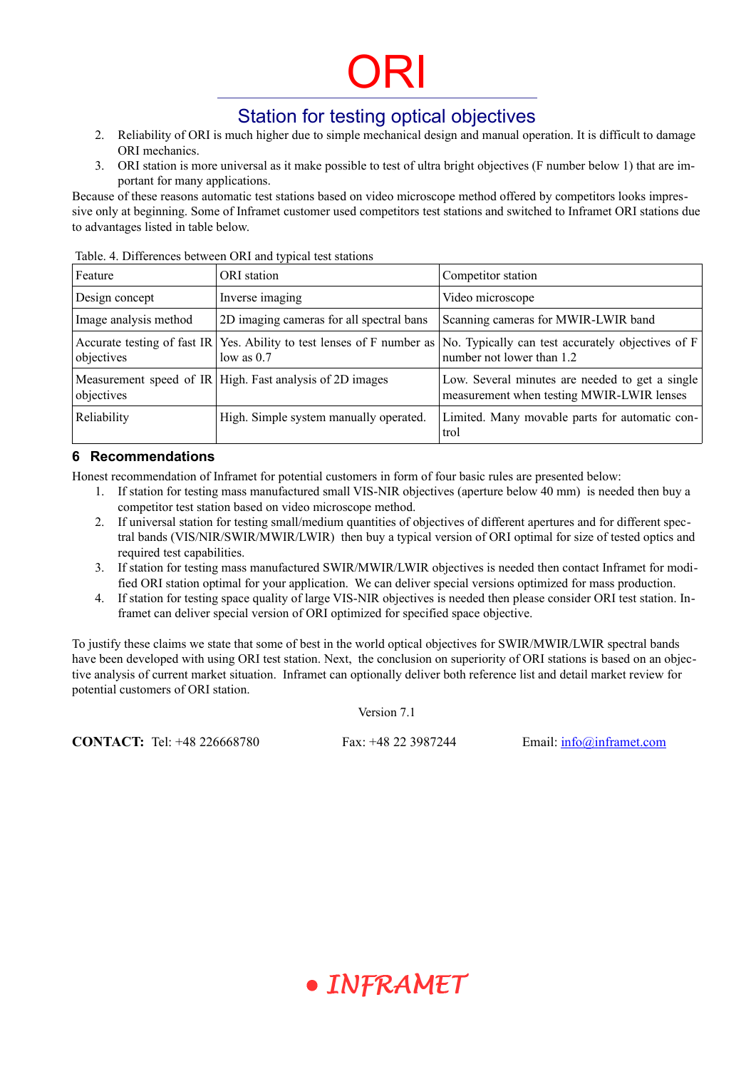2. Reliability of ORI is much higher due to simple mechanical design and manual operation. It is difficult to damage ORI mechanics.
3. ORI station is more universal as it make possible to test of ultra bright objectives (F number below 1) that are important for many applications.

Because of these reasons automatic test stations based on video microscope method offered by competitors looks impressive only at beginning. Some of Inframet customer used competitors test stations and switched to Inframet ORI stations due to advantages listed in table below.

Table. 4. Differences between ORI and typical test stations

| Feature | ORI station | Competitor station |
|---|---|---|
| Design concept | Inverse imaging | Video microscope |
| Image analysis method | 2D imaging cameras for all spectral bans | Scanning cameras for MWIR-LWIR band |
| Accurate testing of fast IR objectives | Yes. Ability to test lenses of F number as low as 0.7 | No. Typically can test accurately objectives of F number not lower than 1.2 |
| Measurement speed of IR objectives | High. Fast analysis of 2D images | Low. Several minutes are needed to get a single measurement when testing MWIR-LWIR lenses |
| Reliability | High. Simple system manually operated. | Limited. Many movable parts for automatic control |

## 6 Recommendations

Honest recommendation of Inframet for potential customers in form of four basic rules are presented below:

1. If station for testing mass manufactured small VIS-NIR objectives (aperture below 40 mm) is needed then buy a competitor test station based on video microscope method.
2. If universal station for testing small/medium quantities of objectives of different apertures and for different spectral bands (VIS/NIR/SWIR/MWIR/LWIR) then buy a typical version of ORI optimal for size of tested optics and required test capabilities.
3. If station for testing mass manufactured SWIR/MWIR/LWIR objectives is needed then contact Inframet for modified ORI station optimal for your application. We can deliver special versions optimized for mass production.
4. If station for testing space quality of large VIS-NIR objectives is needed then please consider ORI test station. Inframet can deliver special version of ORI optimized for specified space objective.

To justify these claims we state that some of best in the world optical objectives for SWIR/MWIR/LWIR spectral bands have been developed with using ORI test station. Next, the conclusion on superiority of ORI stations is based on an objective analysis of current market situation. Inframet can optionally deliver both reference list and detail market review for potential customers of ORI station.

Version 7.1

**CONTACT:** Tel: +48 226668780 Fax: +48 22 3987244 Email: info@inframet.com